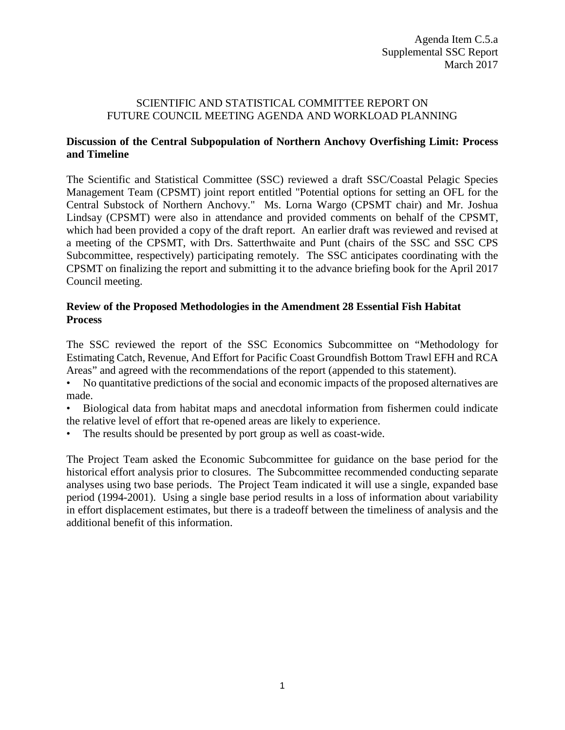Agenda Item C.5.a
Supplemental SSC Report
March 2017

# SCIENTIFIC AND STATISTICAL COMMITTEE REPORT ON FUTURE COUNCIL MEETING AGENDA AND WORKLOAD PLANNING

## Discussion of the Central Subpopulation of Northern Anchovy Overfishing Limit: Process and Timeline

The Scientific and Statistical Committee (SSC) reviewed a draft SSC/Coastal Pelagic Species Management Team (CPSMT) joint report entitled "Potential options for setting an OFL for the Central Substock of Northern Anchovy." Ms. Lorna Wargo (CPSMT chair) and Mr. Joshua Lindsay (CPSMT) were also in attendance and provided comments on behalf of the CPSMT, which had been provided a copy of the draft report. An earlier draft was reviewed and revised at a meeting of the CPSMT, with Drs. Satterthwaite and Punt (chairs of the SSC and SSC CPS Subcommittee, respectively) participating remotely. The SSC anticipates coordinating with the CPSMT on finalizing the report and submitting it to the advance briefing book for the April 2017 Council meeting.

## Review of the Proposed Methodologies in the Amendment 28 Essential Fish Habitat Process

The SSC reviewed the report of the SSC Economics Subcommittee on "Methodology for Estimating Catch, Revenue, And Effort for Pacific Coast Groundfish Bottom Trawl EFH and RCA Areas" and agreed with the recommendations of the report (appended to this statement).

- No quantitative predictions of the social and economic impacts of the proposed alternatives are made.
- Biological data from habitat maps and anecdotal information from fishermen could indicate the relative level of effort that re-opened areas are likely to experience.
- The results should be presented by port group as well as coast-wide.

The Project Team asked the Economic Subcommittee for guidance on the base period for the historical effort analysis prior to closures. The Subcommittee recommended conducting separate analyses using two base periods. The Project Team indicated it will use a single, expanded base period (1994-2001). Using a single base period results in a loss of information about variability in effort displacement estimates, but there is a tradeoff between the timeliness of analysis and the additional benefit of this information.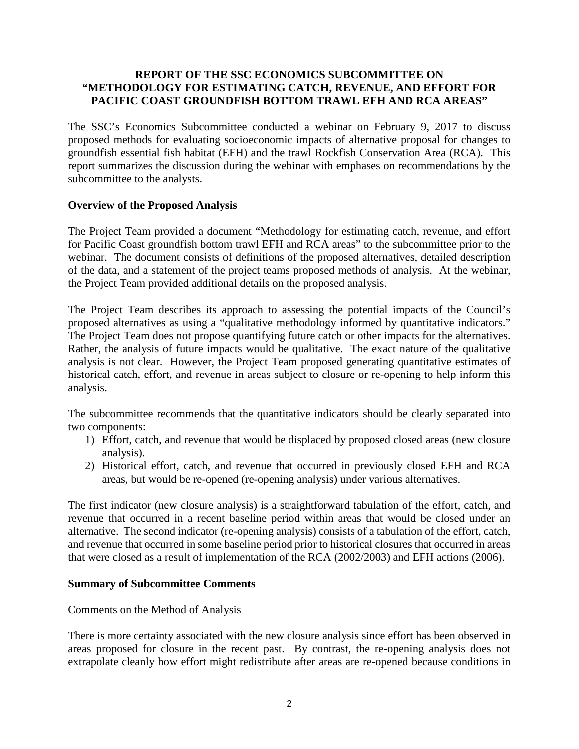**REPORT OF THE SSC ECONOMICS SUBCOMMITTEE ON "METHODOLOGY FOR ESTIMATING CATCH, REVENUE, AND EFFORT FOR PACIFIC COAST GROUNDFISH BOTTOM TRAWL EFH AND RCA AREAS"**

The SSC's Economics Subcommittee conducted a webinar on February 9, 2017 to discuss proposed methods for evaluating socioeconomic impacts of alternative proposal for changes to groundfish essential fish habitat (EFH) and the trawl Rockfish Conservation Area (RCA). This report summarizes the discussion during the webinar with emphases on recommendations by the subcommittee to the analysts.

**Overview of the Proposed Analysis**

The Project Team provided a document "Methodology for estimating catch, revenue, and effort for Pacific Coast groundfish bottom trawl EFH and RCA areas" to the subcommittee prior to the webinar. The document consists of definitions of the proposed alternatives, detailed description of the data, and a statement of the project teams proposed methods of analysis. At the webinar, the Project Team provided additional details on the proposed analysis.

The Project Team describes its approach to assessing the potential impacts of the Council's proposed alternatives as using a "qualitative methodology informed by quantitative indicators." The Project Team does not propose quantifying future catch or other impacts for the alternatives. Rather, the analysis of future impacts would be qualitative. The exact nature of the qualitative analysis is not clear. However, the Project Team proposed generating quantitative estimates of historical catch, effort, and revenue in areas subject to closure or re-opening to help inform this analysis.

The subcommittee recommends that the quantitative indicators should be clearly separated into two components:

1) Effort, catch, and revenue that would be displaced by proposed closed areas (new closure analysis).
2) Historical effort, catch, and revenue that occurred in previously closed EFH and RCA areas, but would be re-opened (re-opening analysis) under various alternatives.

The first indicator (new closure analysis) is a straightforward tabulation of the effort, catch, and revenue that occurred in a recent baseline period within areas that would be closed under an alternative. The second indicator (re-opening analysis) consists of a tabulation of the effort, catch, and revenue that occurred in some baseline period prior to historical closures that occurred in areas that were closed as a result of implementation of the RCA (2002/2003) and EFH actions (2006).

**Summary of Subcommittee Comments**

Comments on the Method of Analysis

There is more certainty associated with the new closure analysis since effort has been observed in areas proposed for closure in the recent past. By contrast, the re-opening analysis does not extrapolate cleanly how effort might redistribute after areas are re-opened because conditions in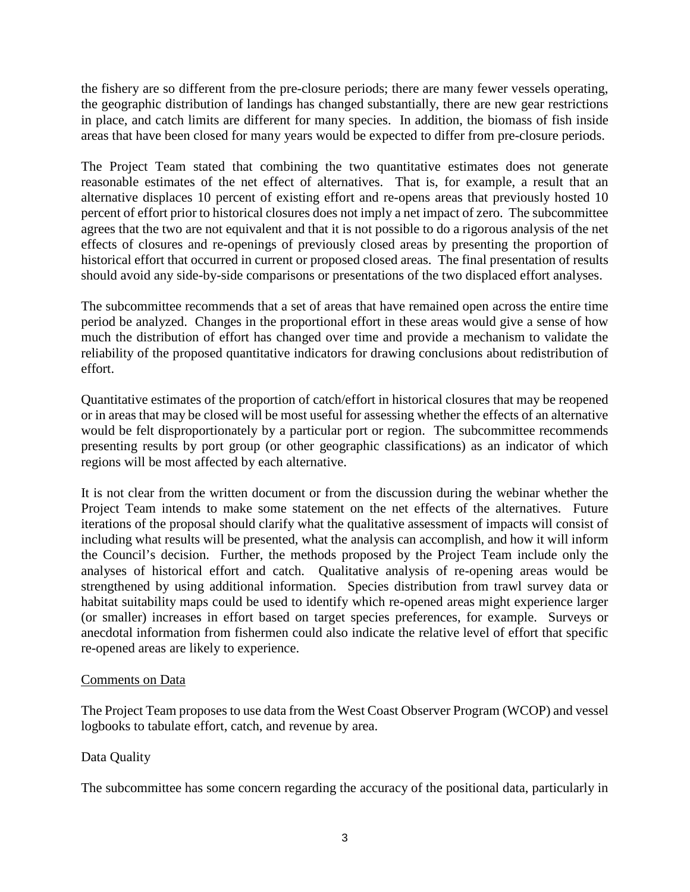the fishery are so different from the pre-closure periods; there are many fewer vessels operating, the geographic distribution of landings has changed substantially, there are new gear restrictions in place, and catch limits are different for many species. In addition, the biomass of fish inside areas that have been closed for many years would be expected to differ from pre-closure periods.

The Project Team stated that combining the two quantitative estimates does not generate reasonable estimates of the net effect of alternatives. That is, for example, a result that an alternative displaces 10 percent of existing effort and re-opens areas that previously hosted 10 percent of effort prior to historical closures does not imply a net impact of zero. The subcommittee agrees that the two are not equivalent and that it is not possible to do a rigorous analysis of the net effects of closures and re-openings of previously closed areas by presenting the proportion of historical effort that occurred in current or proposed closed areas. The final presentation of results should avoid any side-by-side comparisons or presentations of the two displaced effort analyses.

The subcommittee recommends that a set of areas that have remained open across the entire time period be analyzed. Changes in the proportional effort in these areas would give a sense of how much the distribution of effort has changed over time and provide a mechanism to validate the reliability of the proposed quantitative indicators for drawing conclusions about redistribution of effort.

Quantitative estimates of the proportion of catch/effort in historical closures that may be reopened or in areas that may be closed will be most useful for assessing whether the effects of an alternative would be felt disproportionately by a particular port or region. The subcommittee recommends presenting results by port group (or other geographic classifications) as an indicator of which regions will be most affected by each alternative.

It is not clear from the written document or from the discussion during the webinar whether the Project Team intends to make some statement on the net effects of the alternatives. Future iterations of the proposal should clarify what the qualitative assessment of impacts will consist of including what results will be presented, what the analysis can accomplish, and how it will inform the Council's decision. Further, the methods proposed by the Project Team include only the analyses of historical effort and catch. Qualitative analysis of re-opening areas would be strengthened by using additional information. Species distribution from trawl survey data or habitat suitability maps could be used to identify which re-opened areas might experience larger (or smaller) increases in effort based on target species preferences, for example. Surveys or anecdotal information from fishermen could also indicate the relative level of effort that specific re-opened areas are likely to experience.

<u>Comments on Data</u>

The Project Team proposes to use data from the West Coast Observer Program (WCOP) and vessel logbooks to tabulate effort, catch, and revenue by area.

Data Quality

The subcommittee has some concern regarding the accuracy of the positional data, particularly in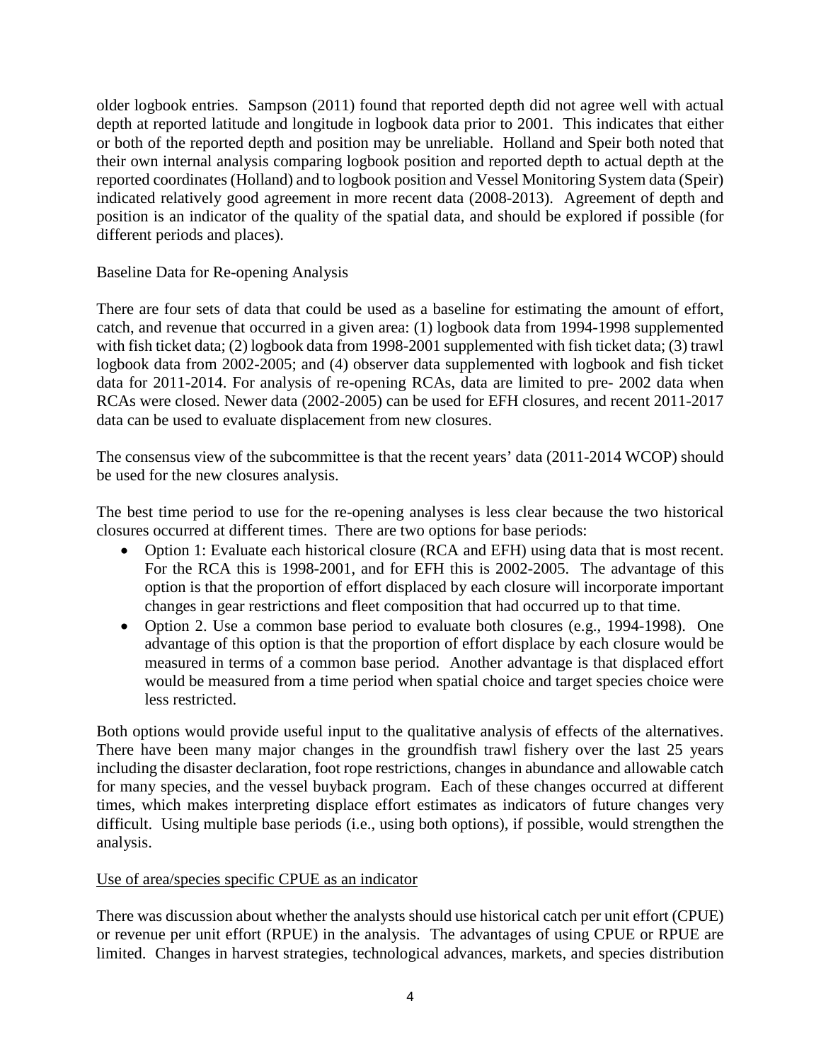older logbook entries. Sampson (2011) found that reported depth did not agree well with actual depth at reported latitude and longitude in logbook data prior to 2001. This indicates that either or both of the reported depth and position may be unreliable. Holland and Speir both noted that their own internal analysis comparing logbook position and reported depth to actual depth at the reported coordinates (Holland) and to logbook position and Vessel Monitoring System data (Speir) indicated relatively good agreement in more recent data (2008-2013). Agreement of depth and position is an indicator of the quality of the spatial data, and should be explored if possible (for different periods and places).

Baseline Data for Re-opening Analysis

There are four sets of data that could be used as a baseline for estimating the amount of effort, catch, and revenue that occurred in a given area: (1) logbook data from 1994-1998 supplemented with fish ticket data; (2) logbook data from 1998-2001 supplemented with fish ticket data; (3) trawl logbook data from 2002-2005; and (4) observer data supplemented with logbook and fish ticket data for 2011-2014. For analysis of re-opening RCAs, data are limited to pre- 2002 data when RCAs were closed. Newer data (2002-2005) can be used for EFH closures, and recent 2011-2017 data can be used to evaluate displacement from new closures.

The consensus view of the subcommittee is that the recent years' data (2011-2014 WCOP) should be used for the new closures analysis.

The best time period to use for the re-opening analyses is less clear because the two historical closures occurred at different times. There are two options for base periods:

- Option 1: Evaluate each historical closure (RCA and EFH) using data that is most recent. For the RCA this is 1998-2001, and for EFH this is 2002-2005. The advantage of this option is that the proportion of effort displaced by each closure will incorporate important changes in gear restrictions and fleet composition that had occurred up to that time.
- Option 2. Use a common base period to evaluate both closures (e.g., 1994-1998). One advantage of this option is that the proportion of effort displace by each closure would be measured in terms of a common base period. Another advantage is that displaced effort would be measured from a time period when spatial choice and target species choice were less restricted.

Both options would provide useful input to the qualitative analysis of effects of the alternatives. There have been many major changes in the groundfish trawl fishery over the last 25 years including the disaster declaration, foot rope restrictions, changes in abundance and allowable catch for many species, and the vessel buyback program. Each of these changes occurred at different times, which makes interpreting displace effort estimates as indicators of future changes very difficult. Using multiple base periods (i.e., using both options), if possible, would strengthen the analysis.

Use of area/species specific CPUE as an indicator

There was discussion about whether the analysts should use historical catch per unit effort (CPUE) or revenue per unit effort (RPUE) in the analysis. The advantages of using CPUE or RPUE are limited. Changes in harvest strategies, technological advances, markets, and species distribution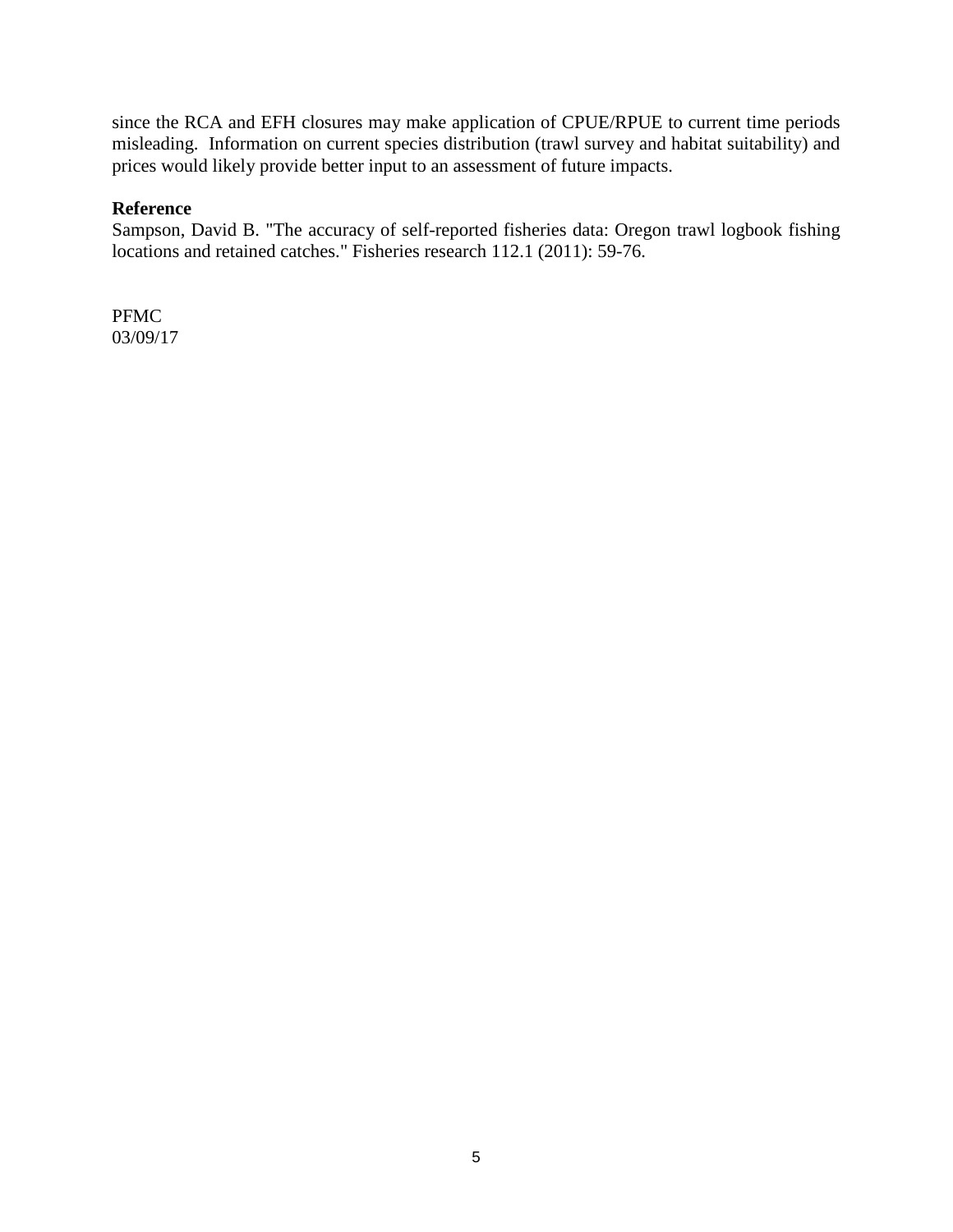since the RCA and EFH closures may make application of CPUE/RPUE to current time periods misleading. Information on current species distribution (trawl survey and habitat suitability) and prices would likely provide better input to an assessment of future impacts.

**Reference**

Sampson, David B. "The accuracy of self-reported fisheries data: Oregon trawl logbook fishing locations and retained catches." Fisheries research 112.1 (2011): 59-76.

PFMC
03/09/17